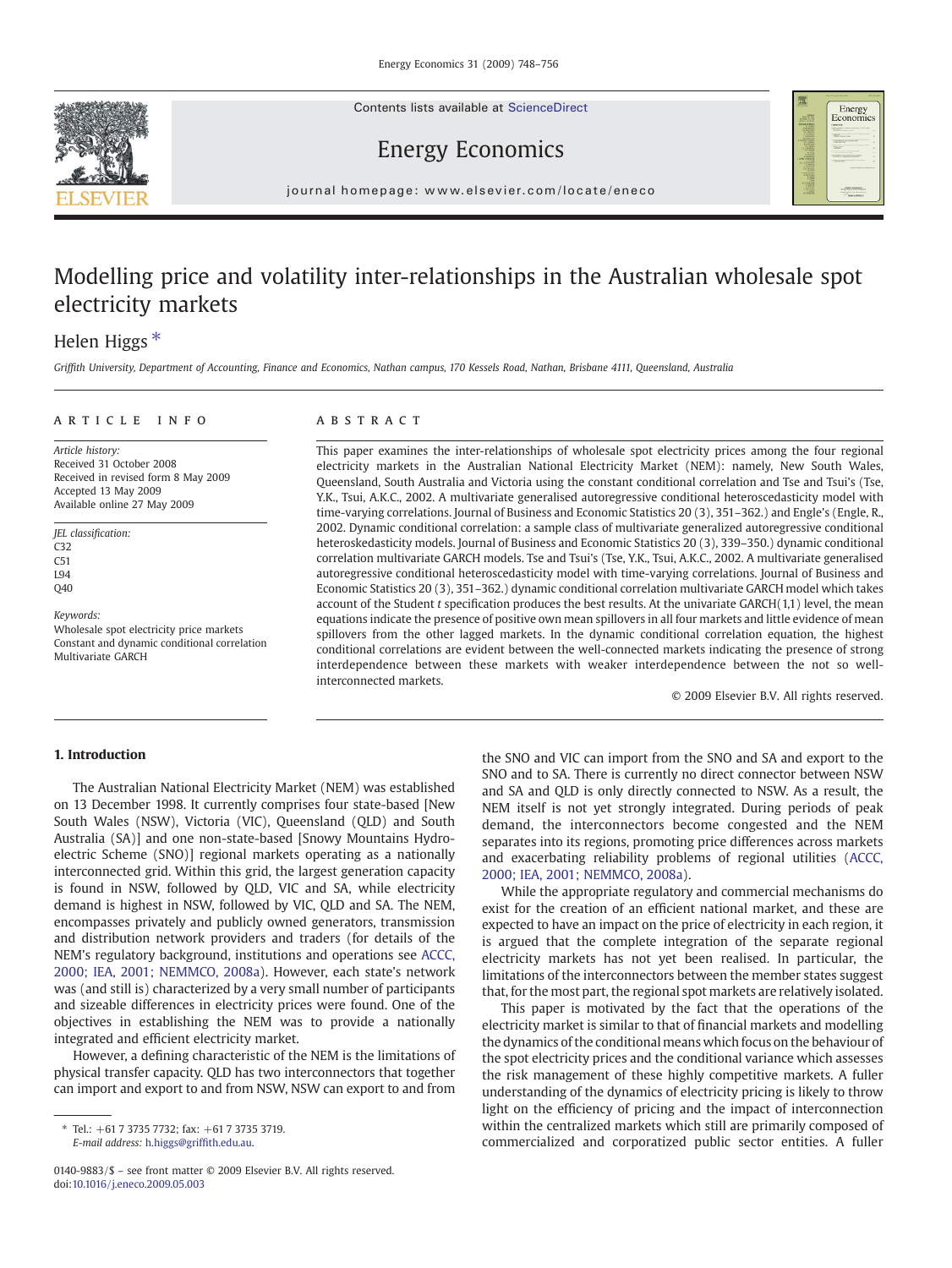# Modelling price and volatility inter-relationships in the Australian wholesale spot electricity markets

Helen Higgs *

*Griffith University, Department of Accounting, Finance and Economics, Nathan campus, 170 Kessels Road, Nathan, Brisbane 4111, Queensland, Australia*

## ARTICLE INFO

*Article history:*
Received 31 October 2008
Received in revised form 8 May 2009
Accepted 13 May 2009
Available online 27 May 2009

*JEL classification:*
C32
C51
L94
Q40

*Keywords:*
Wholesale spot electricity price markets
Constant and dynamic conditional correlation
Multivariate GARCH

## ABSTRACT

This paper examines the inter-relationships of wholesale spot electricity prices among the four regional electricity markets in the Australian National Electricity Market (NEM): namely, New South Wales, Queensland, South Australia and Victoria using the constant conditional correlation and Tse and Tsui's (Tse, Y.K., Tsui, A.K.C., 2002. A multivariate generalised autoregressive conditional heteroscedasticity model with time-varying correlations. Journal of Business and Economic Statistics 20 (3), 351–362.) and Engle's (Engle, R., 2002. Dynamic conditional correlation: a sample class of multivariate generalized autoregressive conditional heteroskedasticity models. Journal of Business and Economic Statistics 20 (3), 339–350.) dynamic conditional correlation multivariate GARCH models. Tse and Tsui's (Tse, Y.K., Tsui, A.K.C., 2002. A multivariate generalised autoregressive conditional heteroscedasticity model with time-varying correlations. Journal of Business and Economic Statistics 20 (3), 351–362.) dynamic conditional correlation multivariate GARCH model which takes account of the Student *t* specification produces the best results. At the univariate GARCH(1,1) level, the mean equations indicate the presence of positive own mean spillovers in all four markets and little evidence of mean spillovers from the other lagged markets. In the dynamic conditional correlation equation, the highest conditional correlations are evident between the well-connected markets indicating the presence of strong interdependence between these markets with weaker interdependence between the not so well-interconnected markets.

© 2009 Elsevier B.V. All rights reserved.

## 1. Introduction

The Australian National Electricity Market (NEM) was established on 13 December 1998. It currently comprises four state-based [New South Wales (NSW), Victoria (VIC), Queensland (QLD) and South Australia (SA)] and one non-state-based [Snowy Mountains Hydro-electric Scheme (SNO)] regional markets operating as a nationally interconnected grid. Within this grid, the largest generation capacity is found in NSW, followed by QLD, VIC and SA, while electricity demand is highest in NSW, followed by VIC, QLD and SA. The NEM, encompasses privately and publicly owned generators, transmission and distribution network providers and traders (for details of the NEM's regulatory background, institutions and operations see ACCC, 2000; IEA, 2001; NEMMCO, 2008a). However, each state's network was (and still is) characterized by a very small number of participants and sizeable differences in electricity prices were found. One of the objectives in establishing the NEM was to provide a nationally integrated and efficient electricity market.

However, a defining characteristic of the NEM is the limitations of physical transfer capacity. QLD has two interconnectors that together can import and export to and from NSW, NSW can export to and from the SNO and VIC can import from the SNO and SA and export to the SNO and to SA. There is currently no direct connector between NSW and SA and QLD is only directly connected to NSW. As a result, the NEM itself is not yet strongly integrated. During periods of peak demand, the interconnectors become congested and the NEM separates into its regions, promoting price differences across markets and exacerbating reliability problems of regional utilities (ACCC, 2000; IEA, 2001; NEMMCO, 2008a).

While the appropriate regulatory and commercial mechanisms do exist for the creation of an efficient national market, and these are expected to have an impact on the price of electricity in each region, it is argued that the complete integration of the separate regional electricity markets has not yet been realised. In particular, the limitations of the interconnectors between the member states suggest that, for the most part, the regional spot markets are relatively isolated.

This paper is motivated by the fact that the operations of the electricity market is similar to that of financial markets and modelling the dynamics of the conditional means which focus on the behaviour of the spot electricity prices and the conditional variance which assesses the risk management of these highly competitive markets. A fuller understanding of the dynamics of electricity pricing is likely to throw light on the efficiency of pricing and the impact of interconnection within the centralized markets which still are primarily composed of commercialized and corporatized public sector entities. A fuller

\* Tel.: +61 7 3735 7732; fax: +61 7 3735 3719.
*E-mail address:* h.higgs@griffith.edu.au.

0140-9883/$ – see front matter © 2009 Elsevier B.V. All rights reserved.
doi:10.1016/j.eneco.2009.05.003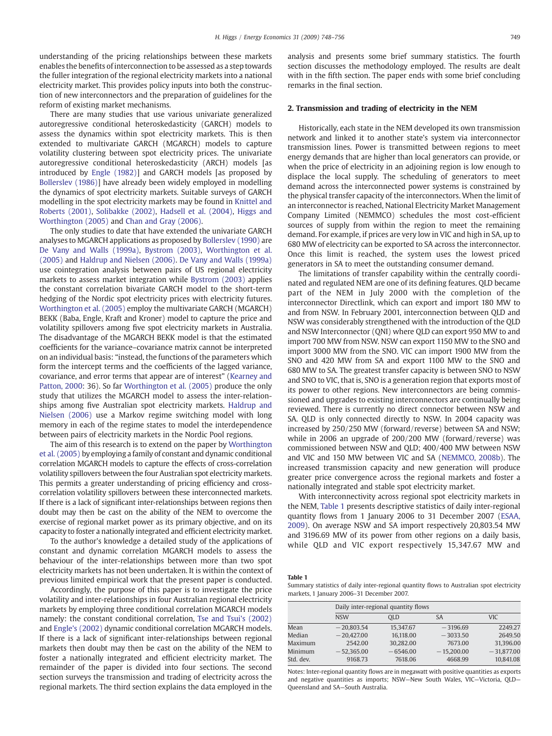understanding of the pricing relationships between these markets enables the benefits of interconnection to be assessed as a step towards the fuller integration of the regional electricity markets into a national electricity market. This provides policy inputs into both the construction of new interconnectors and the preparation of guidelines for the reform of existing market mechanisms.

There are many studies that use various univariate generalized autoregressive conditional heteroskedasticity (GARCH) models to assess the dynamics within spot electricity markets. This is then extended to multivariate GARCH (MGARCH) models to capture volatility clustering between spot electricity prices. The univariate autoregressive conditional heteroskedasticity (ARCH) models [as introduced by Engle (1982)] and GARCH models [as proposed by Bollerslev (1986)] have already been widely employed in modelling the dynamics of spot electricity markets. Suitable surveys of GARCH modelling in the spot electricity markets may be found in Knittel and Roberts (2001), Solibakke (2002), Hadsell et al. (2004), Higgs and Worthington (2005) and Chan and Gray (2006).

The only studies to date that have extended the univariate GARCH analyses to MGARCH applications as proposed by Bollerslev (1990) are De Vany and Walls (1999a), Bystrom (2003), Worthington et al. (2005) and Haldrup and Nielsen (2006). De Vany and Walls (1999a) use cointegration analysis between pairs of US regional electricity markets to assess market integration while Bystrom (2003) applies the constant correlation bivariate GARCH model to the short-term hedging of the Nordic spot electricity prices with electricity futures. Worthington et al. (2005) employ the multivariate GARCH (MGARCH) BEKK (Baba, Engle, Kraft and Kroner) model to capture the price and volatility spillovers among five spot electricity markets in Australia. The disadvantage of the MGARCH BEKK model is that the estimated coefficients for the variance–covariance matrix cannot be interpreted on an individual basis: "instead, the functions of the parameters which form the intercept terms and the coefficients of the lagged variance, covariance, and error terms that appear are of interest" (Kearney and Patton, 2000: 36). So far Worthington et al. (2005) produce the only study that utilizes the MGARCH model to assess the inter-relationships among five Australian spot electricity markets. Haldrup and Nielsen (2006) use a Markov regime switching model with long memory in each of the regime states to model the interdependence between pairs of electricity markets in the Nordic Pool regions.

The aim of this research is to extend on the paper by Worthington et al. (2005) by employing a family of constant and dynamic conditional correlation MGARCH models to capture the effects of cross-correlation volatility spillovers between the four Australian spot electricity markets. This permits a greater understanding of pricing efficiency and cross-correlation volatility spillovers between these interconnected markets. If there is a lack of significant inter-relationships between regions then doubt may then be cast on the ability of the NEM to overcome the exercise of regional market power as its primary objective, and on its capacity to foster a nationally integrated and efficient electricity market.

To the author's knowledge a detailed study of the applications of constant and dynamic correlation MGARCH models to assess the behaviour of the inter-relationships between more than two spot electricity markets has not been undertaken. It is within the context of previous limited empirical work that the present paper is conducted.

Accordingly, the purpose of this paper is to investigate the price volatility and inter-relationships in four Australian regional electricity markets by employing three conditional correlation MGARCH models namely: the constant conditional correlation, Tse and Tsui's (2002) and Engle's (2002) dynamic conditional correlation MGARCH models. If there is a lack of significant inter-relationships between regional markets then doubt may then be cast on the ability of the NEM to foster a nationally integrated and efficient electricity market. The remainder of the paper is divided into four sections. The second section surveys the transmission and trading of electricity across the regional markets. The third section explains the data employed in the analysis and presents some brief summary statistics. The fourth section discusses the methodology employed. The results are dealt with in the fifth section. The paper ends with some brief concluding remarks in the final section.

## 2. Transmission and trading of electricity in the NEM

Historically, each state in the NEM developed its own transmission network and linked it to another state's system via interconnector transmission lines. Power is transmitted between regions to meet energy demands that are higher than local generators can provide, or when the price of electricity in an adjoining region is low enough to displace the local supply. The scheduling of generators to meet demand across the interconnected power systems is constrained by the physical transfer capacity of the interconnectors. When the limit of an interconnector is reached, National Electricity Market Management Company Limited (NEMMCO) schedules the most cost-efficient sources of supply from within the region to meet the remaining demand. For example, if prices are very low in VIC and high in SA, up to 680 MW of electricity can be exported to SA across the interconnector. Once this limit is reached, the system uses the lowest priced generators in SA to meet the outstanding consumer demand.

The limitations of transfer capability within the centrally coordinated and regulated NEM are one of its defining features. QLD became part of the NEM in July 2000 with the completion of the interconnector Directlink, which can export and import 180 MW to and from NSW. In February 2001, interconnection between QLD and NSW was considerably strengthened with the introduction of the QLD and NSW Interconnector (QNI) where QLD can export 950 MW to and import 700 MW from NSW. NSW can export 1150 MW to the SNO and import 3000 MW from the SNO. VIC can import 1900 MW from the SNO and 420 MW from SA and export 1100 MW to the SNO and 680 MW to SA. The greatest transfer capacity is between SNO to NSW and SNO to VIC, that is, SNO is a generation region that exports most of its power to other regions. New interconnectors are being commissioned and upgrades to existing interconnectors are continually being reviewed. There is currently no direct connector between NSW and SA. QLD is only connected directly to NSW. In 2004 capacity was increased by 250/250 MW (forward/reverse) between SA and NSW; while in 2006 an upgrade of 200/200 MW (forward/reverse) was commissioned between NSW and QLD; 400/400 MW between NSW and VIC and 150 MW between VIC and SA (NEMMCO, 2008b). The increased transmission capacity and new generation will produce greater price convergence across the regional markets and foster a nationally integrated and stable spot electricity market.

With interconnectivity across regional spot electricity markets in the NEM, Table 1 presents descriptive statistics of daily inter-regional quantity flows from 1 January 2006 to 31 December 2007 (ESAA, 2009). On average NSW and SA import respectively 20,803.54 MW and 3196.69 MW of its power from other regions on a daily basis, while QLD and VIC export respectively 15,347.67 MW and

**Table 1**
Summary statistics of daily inter-regional quantity flows to Australian spot electricity markets, 1 January 2006–31 December 2007.

| | Daily inter-regional quantity flows | | | |
|---|---|---|---|---|
| | NSW | QLD | SA | VIC |
| Mean | −20,803.54 | 15,347.67 | −3196.69 | 2249.27 |
| Median | −20,427.00 | 16,118.00 | −3033.50 | 2649.50 |
| Maximum | 2542.00 | 30,282.00 | 7673.00 | 31,396.00 |
| Minimum | −52,365.00 | −6546.00 | −15,200.00 | −31,877.00 |
| Std. dev. | 9168.73 | 7618.06 | 4668.99 | 10,841.08 |

Notes: Inter-regional quantity flows are in megawatt with positive quantities as exports and negative quantities as imports; NSW—New South Wales, VIC—Victoria, QLD—Queensland and SA—South Australia.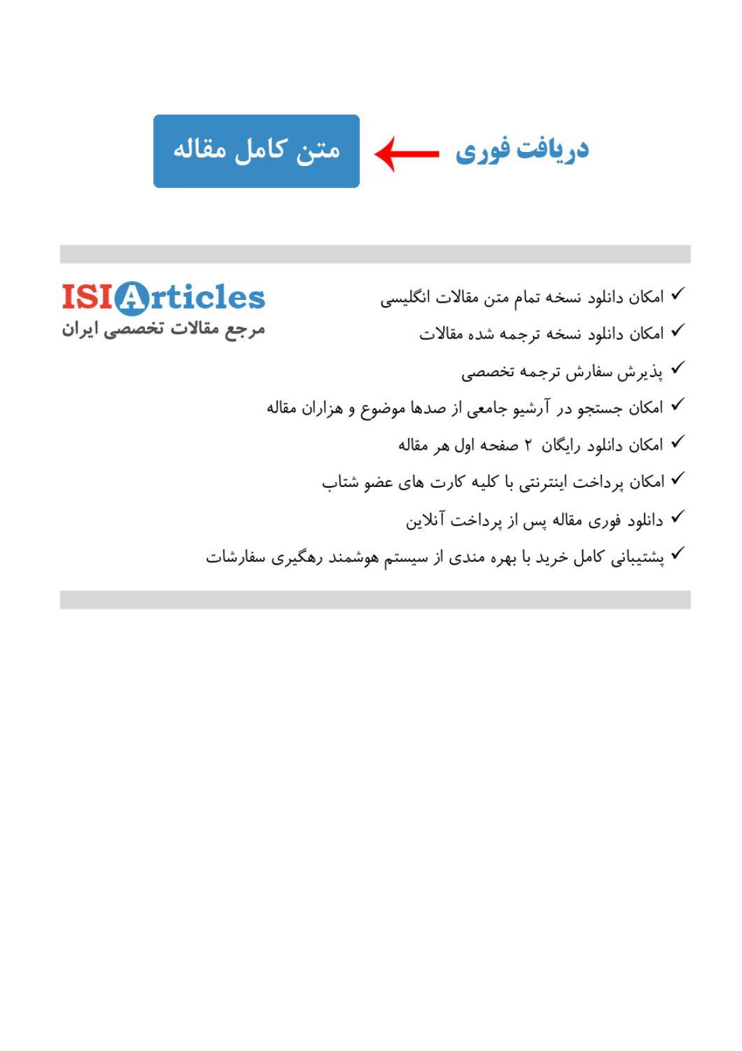دریافت فوری ← متن کامل مقاله

**ISIArticles**
مرجع مقالات تخصصی ایران

- ✓ امکان دانلود نسخه تمام متن مقالات انگلیسی
- ✓ امکان دانلود نسخه ترجمه شده مقالات
- ✓ پذیرش سفارش ترجمه تخصصی
- ✓ امکان جستجو در آرشیو جامعی از صدها موضوع و هزاران مقاله
- ✓ امکان دانلود رایگان ۲ صفحه اول هر مقاله
- ✓ امکان پرداخت اینترنتی با کلیه کارت های عضو شتاب
- ✓ دانلود فوری مقاله پس از پرداخت آنلاین
- ✓ پشتیبانی کامل خرید با بهره مندی از سیستم هوشمند رهگیری سفارشات